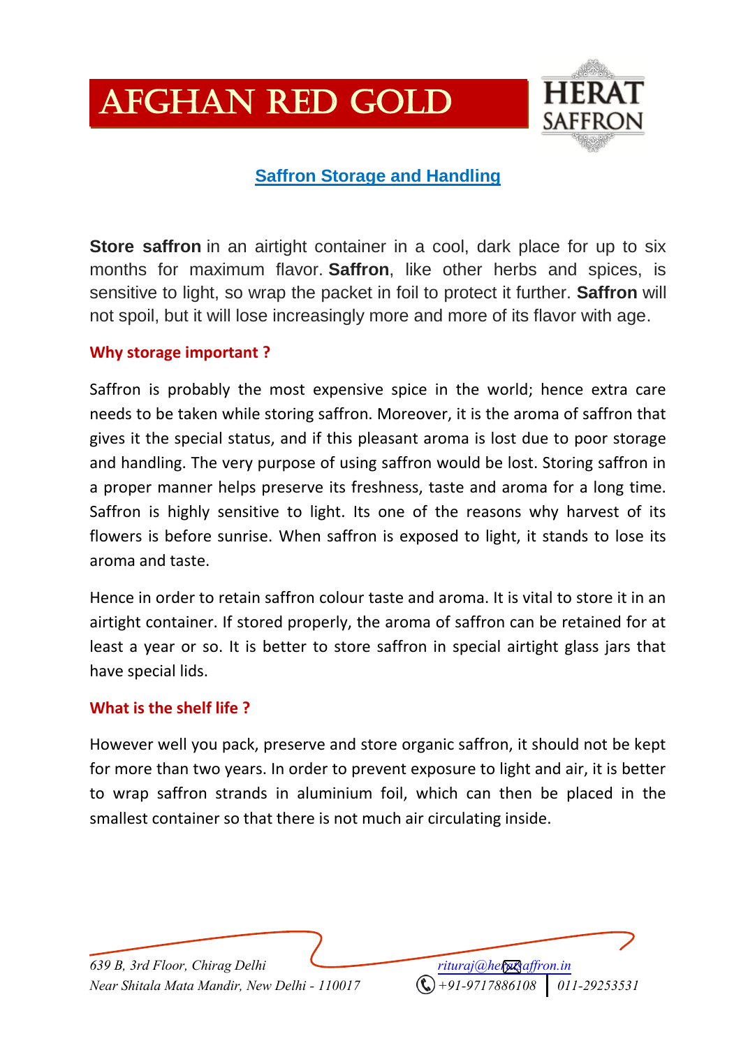# AFGHAN RED GOLD

HERAT SAFFRON

## Saffron Storage and Handling

**Store saffron** in an airtight container in a cool, dark place for up to six months for maximum flavor. **Saffron**, like other herbs and spices, is sensitive to light, so wrap the packet in foil to protect it further. **Saffron** will not spoil, but it will lose increasingly more and more of its flavor with age.

### Why storage important ?

Saffron is probably the most expensive spice in the world; hence extra care needs to be taken while storing saffron. Moreover, it is the aroma of saffron that gives it the special status, and if this pleasant aroma is lost due to poor storage and handling. The very purpose of using saffron would be lost. Storing saffron in a proper manner helps preserve its freshness, taste and aroma for a long time. Saffron is highly sensitive to light. Its one of the reasons why harvest of its flowers is before sunrise. When saffron is exposed to light, it stands to lose its aroma and taste.

Hence in order to retain saffron colour taste and aroma. It is vital to store it in an airtight container. If stored properly, the aroma of saffron can be retained for at least a year or so. It is better to store saffron in special airtight glass jars that have special lids.

### What is the shelf life ?

However well you pack, preserve and store organic saffron, it should not be kept for more than two years. In order to prevent exposure to light and air, it is better to wrap saffron strands in aluminium foil, which can then be placed in the smallest container so that there is not much air circulating inside.

*639 B, 3rd Floor, Chirag Delhi*
*Near Shitala Mata Mandir, New Delhi - 110017*

*rituraj@heratsaffron.in*
*+91-9717886108 | 011-29253531*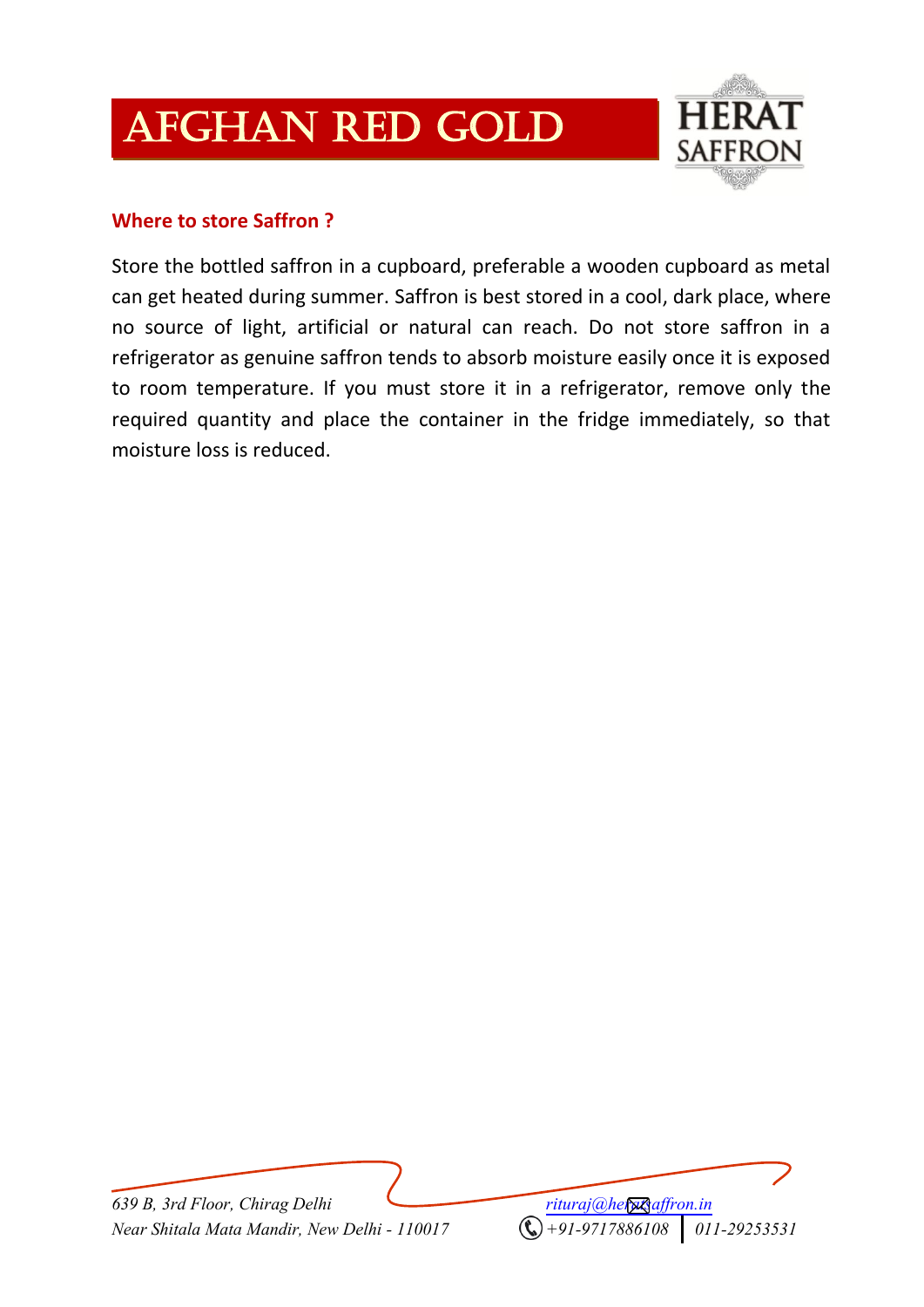## Where to store Saffron ?

Store the bottled saffron in a cupboard, preferable a wooden cupboard as metal can get heated during summer. Saffron is best stored in a cool, dark place, where no source of light, artificial or natural can reach. Do not store saffron in a refrigerator as genuine saffron tends to absorb moisture easily once it is exposed to room temperature. If you must store it in a refrigerator, remove only the required quantity and place the container in the fridge immediately, so that moisture loss is reduced.